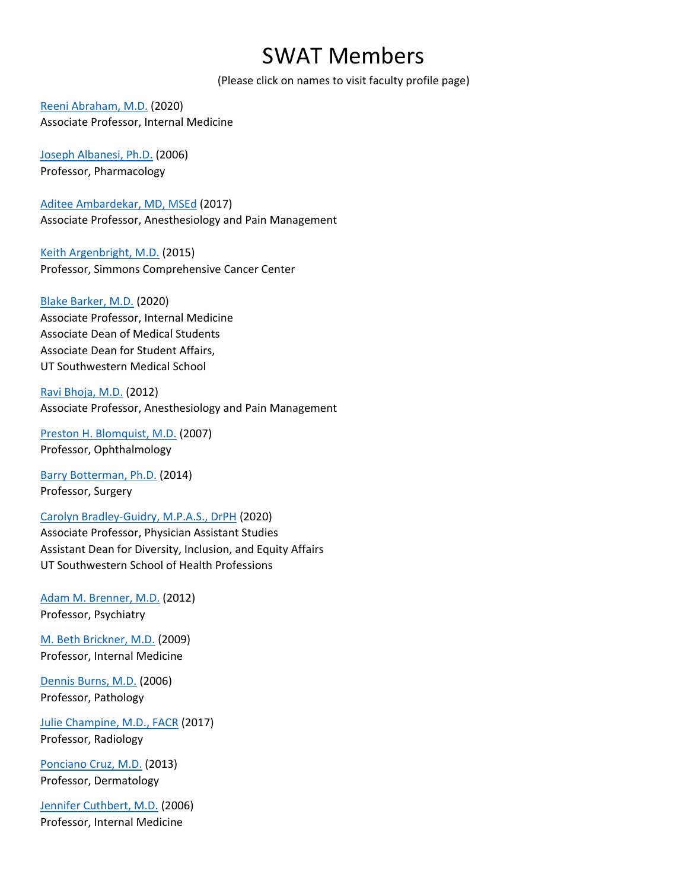# SWAT Members

(Please click on names to visit faculty profile page)

Reeni Abraham, M.D. (2020)
Associate Professor, Internal Medicine

Joseph Albanesi, Ph.D. (2006)
Professor, Pharmacology

Aditee Ambardekar, MD, MSEd (2017)
Associate Professor, Anesthesiology and Pain Management

Keith Argenbright, M.D. (2015)
Professor, Simmons Comprehensive Cancer Center

Blake Barker, M.D. (2020)
Associate Professor, Internal Medicine
Associate Dean of Medical Students
Associate Dean for Student Affairs,
UT Southwestern Medical School

Ravi Bhoja, M.D. (2012)
Associate Professor, Anesthesiology and Pain Management

Preston H. Blomquist, M.D. (2007)
Professor, Ophthalmology

Barry Botterman, Ph.D. (2014)
Professor, Surgery

Carolyn Bradley-Guidry, M.P.A.S., DrPH (2020)
Associate Professor, Physician Assistant Studies
Assistant Dean for Diversity, Inclusion, and Equity Affairs
UT Southwestern School of Health Professions

Adam M. Brenner, M.D. (2012)
Professor, Psychiatry

M. Beth Brickner, M.D. (2009)
Professor, Internal Medicine

Dennis Burns, M.D. (2006)
Professor, Pathology

Julie Champine, M.D., FACR (2017)
Professor, Radiology

Ponciano Cruz, M.D. (2013)
Professor, Dermatology

Jennifer Cuthbert, M.D. (2006)
Professor, Internal Medicine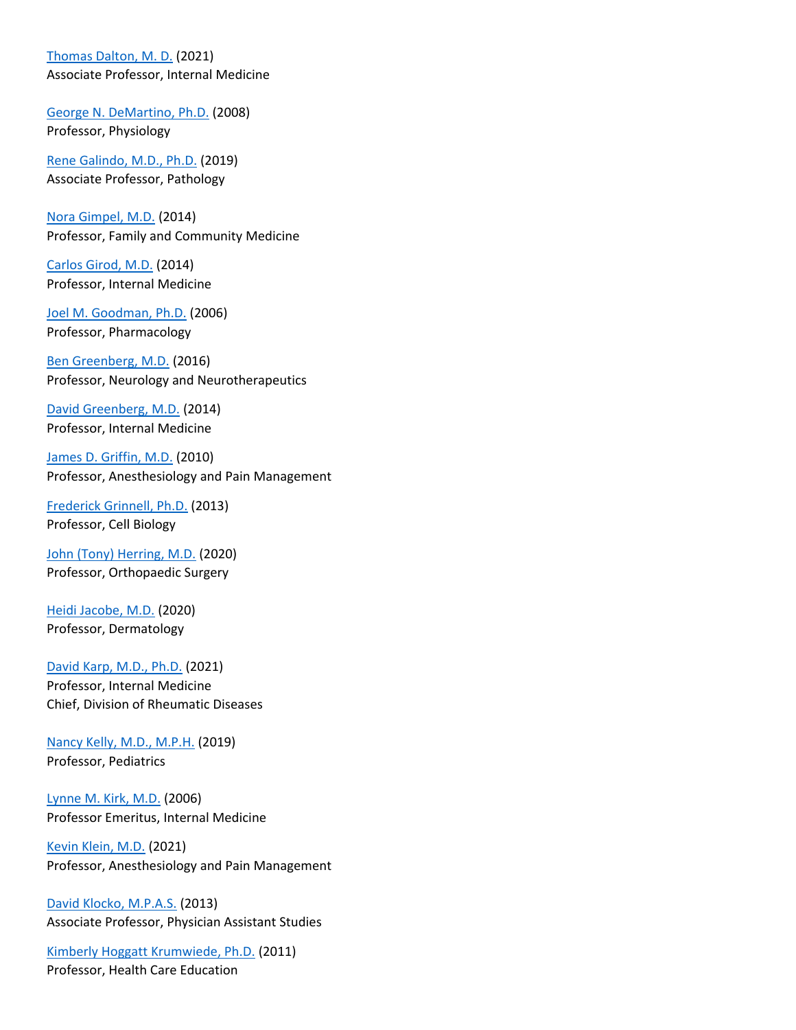Thomas Dalton, M. D. (2021)
Associate Professor, Internal Medicine

George N. DeMartino, Ph.D. (2008)
Professor, Physiology

Rene Galindo, M.D., Ph.D. (2019)
Associate Professor, Pathology

Nora Gimpel, M.D. (2014)
Professor, Family and Community Medicine

Carlos Girod, M.D. (2014)
Professor, Internal Medicine

Joel M. Goodman, Ph.D. (2006)
Professor, Pharmacology

Ben Greenberg, M.D. (2016)
Professor, Neurology and Neurotherapeutics

David Greenberg, M.D. (2014)
Professor, Internal Medicine

James D. Griffin, M.D. (2010)
Professor, Anesthesiology and Pain Management

Frederick Grinnell, Ph.D. (2013)
Professor, Cell Biology

John (Tony) Herring, M.D. (2020)
Professor, Orthopaedic Surgery

Heidi Jacobe, M.D. (2020)
Professor, Dermatology

David Karp, M.D., Ph.D. (2021)
Professor, Internal Medicine
Chief, Division of Rheumatic Diseases

Nancy Kelly, M.D., M.P.H. (2019)
Professor, Pediatrics

Lynne M. Kirk, M.D. (2006)
Professor Emeritus, Internal Medicine

Kevin Klein, M.D. (2021)
Professor, Anesthesiology and Pain Management

David Klocko, M.P.A.S. (2013)
Associate Professor, Physician Assistant Studies

Kimberly Hoggatt Krumwiede, Ph.D. (2011)
Professor, Health Care Education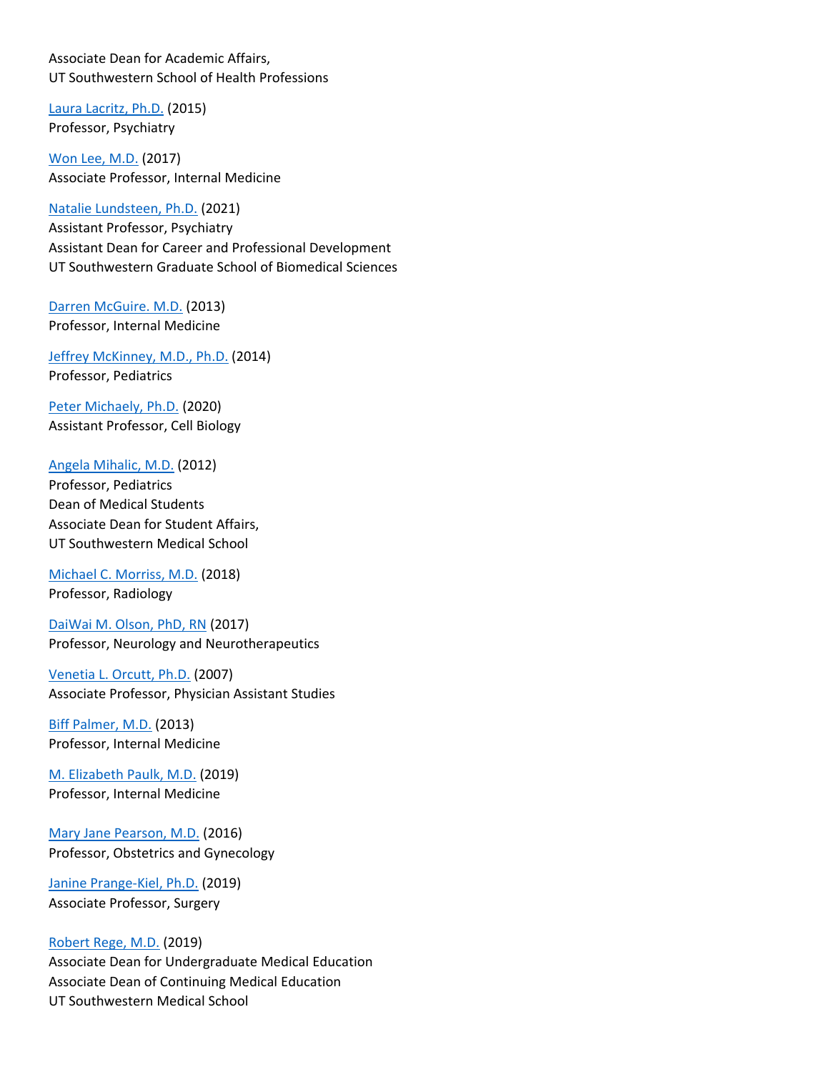Associate Dean for Academic Affairs,
UT Southwestern School of Health Professions

Laura Lacritz, Ph.D. (2015)
Professor, Psychiatry

Won Lee, M.D. (2017)
Associate Professor, Internal Medicine

Natalie Lundsteen, Ph.D. (2021)
Assistant Professor, Psychiatry
Assistant Dean for Career and Professional Development
UT Southwestern Graduate School of Biomedical Sciences

Darren McGuire. M.D. (2013)
Professor, Internal Medicine

Jeffrey McKinney, M.D., Ph.D. (2014)
Professor, Pediatrics

Peter Michaely, Ph.D. (2020)
Assistant Professor, Cell Biology

Angela Mihalic, M.D. (2012)
Professor, Pediatrics
Dean of Medical Students
Associate Dean for Student Affairs,
UT Southwestern Medical School

Michael C. Morriss, M.D. (2018)
Professor, Radiology

DaiWai M. Olson, PhD, RN (2017)
Professor, Neurology and Neurotherapeutics

Venetia L. Orcutt, Ph.D. (2007)
Associate Professor, Physician Assistant Studies

Biff Palmer, M.D. (2013)
Professor, Internal Medicine

M. Elizabeth Paulk, M.D. (2019)
Professor, Internal Medicine

Mary Jane Pearson, M.D. (2016)
Professor, Obstetrics and Gynecology

Janine Prange-Kiel, Ph.D. (2019)
Associate Professor, Surgery

Robert Rege, M.D. (2019)
Associate Dean for Undergraduate Medical Education
Associate Dean of Continuing Medical Education
UT Southwestern Medical School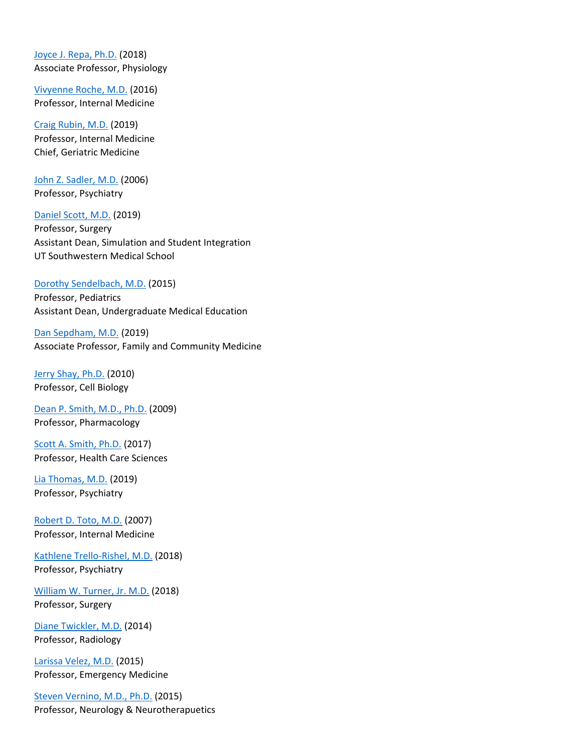Joyce J. Repa, Ph.D. (2018)
Associate Professor, Physiology

Vivyenne Roche, M.D. (2016)
Professor, Internal Medicine

Craig Rubin, M.D. (2019)
Professor, Internal Medicine
Chief, Geriatric Medicine

John Z. Sadler, M.D. (2006)
Professor, Psychiatry

Daniel Scott, M.D. (2019)
Professor, Surgery
Assistant Dean, Simulation and Student Integration
UT Southwestern Medical School

Dorothy Sendelbach, M.D. (2015)
Professor, Pediatrics
Assistant Dean, Undergraduate Medical Education

Dan Sepdham, M.D. (2019)
Associate Professor, Family and Community Medicine

Jerry Shay, Ph.D. (2010)
Professor, Cell Biology

Dean P. Smith, M.D., Ph.D. (2009)
Professor, Pharmacology

Scott A. Smith, Ph.D. (2017)
Professor, Health Care Sciences

Lia Thomas, M.D. (2019)
Professor, Psychiatry

Robert D. Toto, M.D. (2007)
Professor, Internal Medicine

Kathlene Trello-Rishel, M.D. (2018)
Professor, Psychiatry

William W. Turner, Jr. M.D. (2018)
Professor, Surgery

Diane Twickler, M.D. (2014)
Professor, Radiology

Larissa Velez, M.D. (2015)
Professor, Emergency Medicine

Steven Vernino, M.D., Ph.D. (2015)
Professor, Neurology & Neurotherapuetics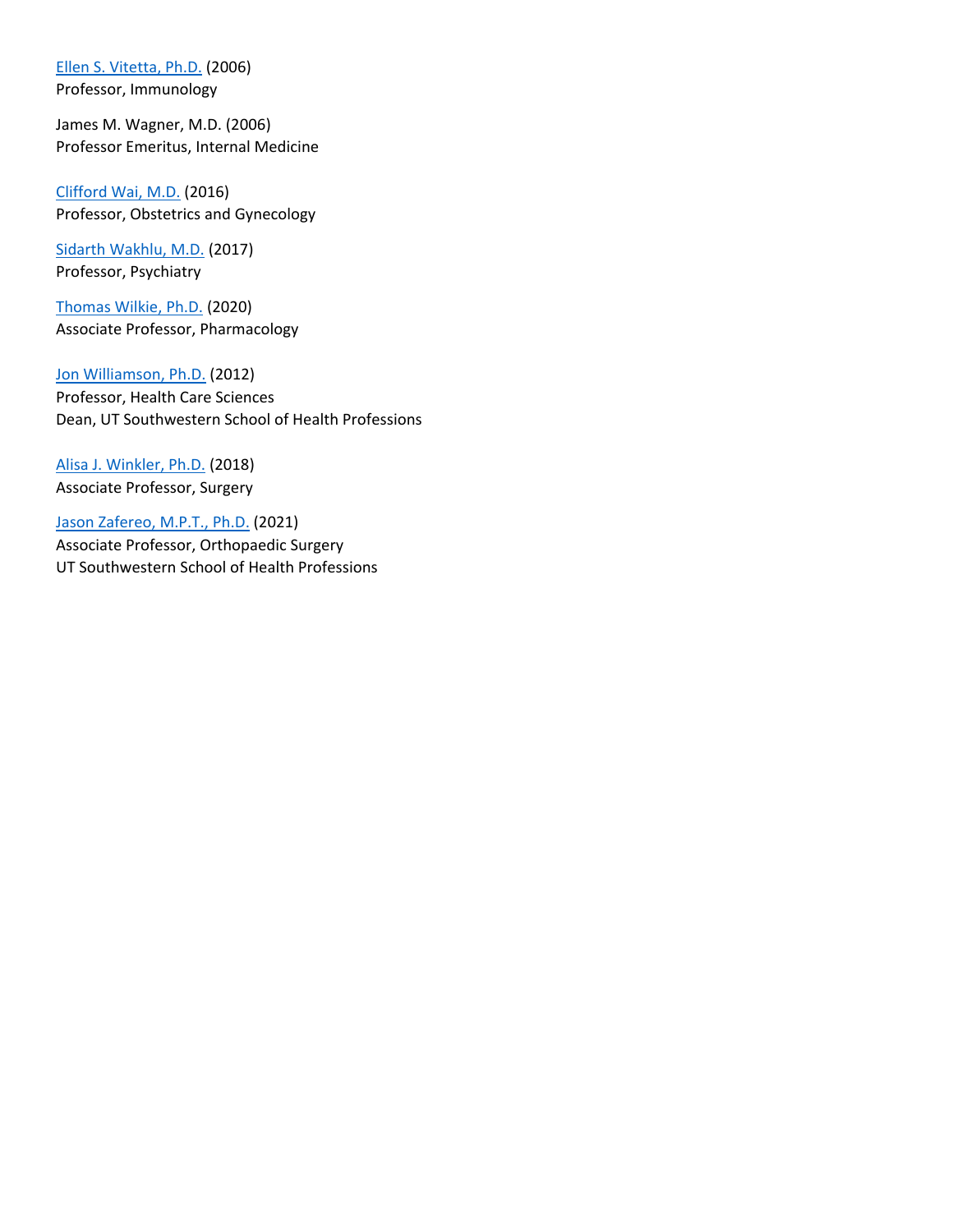[Ellen S. Vitetta, Ph.D.](#) (2006)
Professor, Immunology

James M. Wagner, M.D. (2006)
Professor Emeritus, Internal Medicine

[Clifford Wai, M.D.](#) (2016)
Professor, Obstetrics and Gynecology

[Sidarth Wakhlu, M.D.](#) (2017)
Professor, Psychiatry

[Thomas Wilkie, Ph.D.](#) (2020)
Associate Professor, Pharmacology

[Jon Williamson, Ph.D.](#) (2012)
Professor, Health Care Sciences
Dean, UT Southwestern School of Health Professions

[Alisa J. Winkler, Ph.D.](#) (2018)
Associate Professor, Surgery

[Jason Zafereo, M.P.T., Ph.D.](#) (2021)
Associate Professor, Orthopaedic Surgery
UT Southwestern School of Health Professions